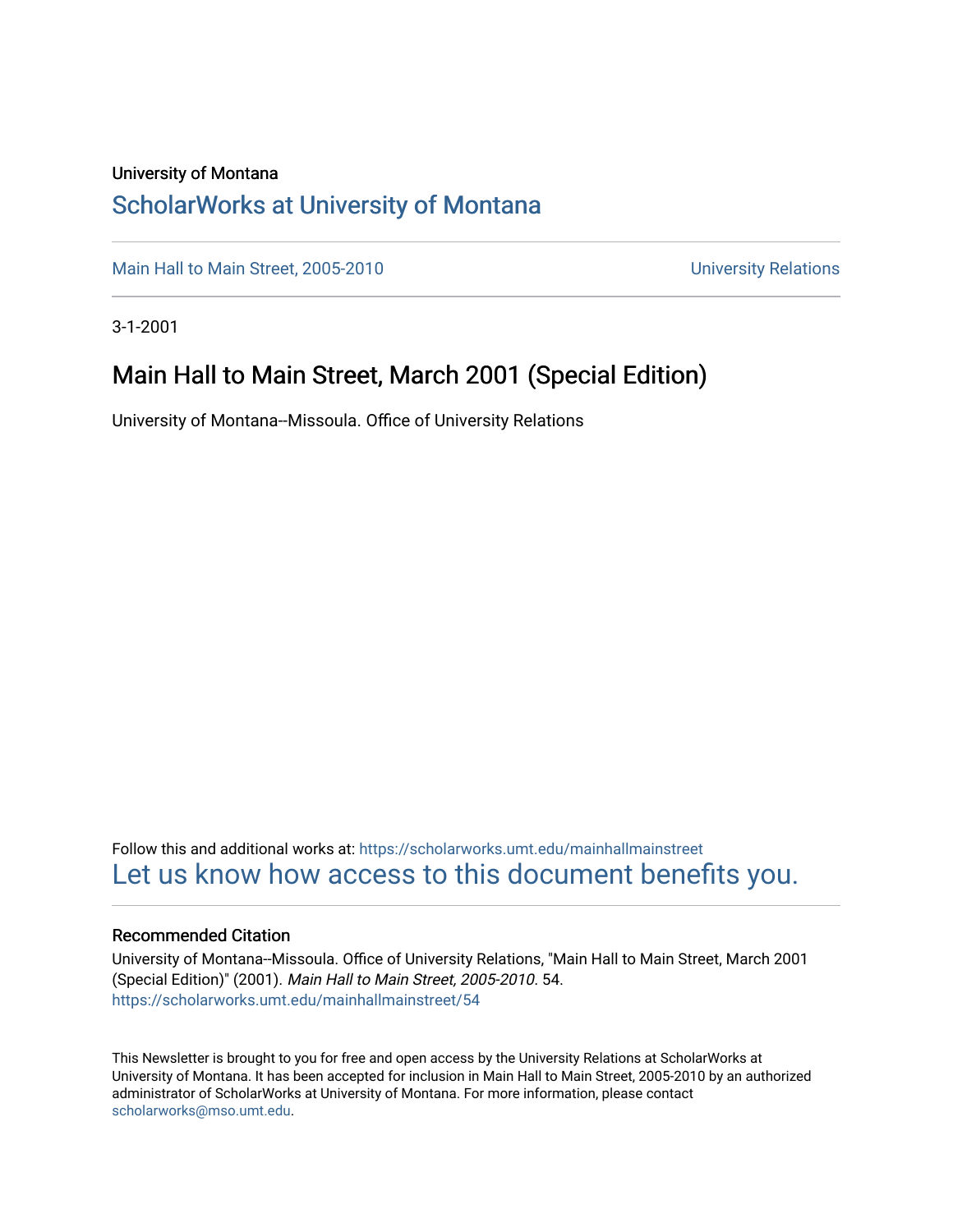University of Montana

# ScholarWorks at University of Montana

Main Hall to Main Street, 2005-2010 | University Relations

3-1-2001

## Main Hall to Main Street, March 2001 (Special Edition)

University of Montana--Missoula. Office of University Relations

Follow this and additional works at: https://scholarworks.umt.edu/mainhallmainstreet

Let us know how access to this document benefits you.

### Recommended Citation

University of Montana--Missoula. Office of University Relations, "Main Hall to Main Street, March 2001 (Special Edition)" (2001). *Main Hall to Main Street, 2005-2010*. 54.
https://scholarworks.umt.edu/mainhallmainstreet/54

This Newsletter is brought to you for free and open access by the University Relations at ScholarWorks at University of Montana. It has been accepted for inclusion in Main Hall to Main Street, 2005-2010 by an authorized administrator of ScholarWorks at University of Montana. For more information, please contact scholarworks@mso.umt.edu.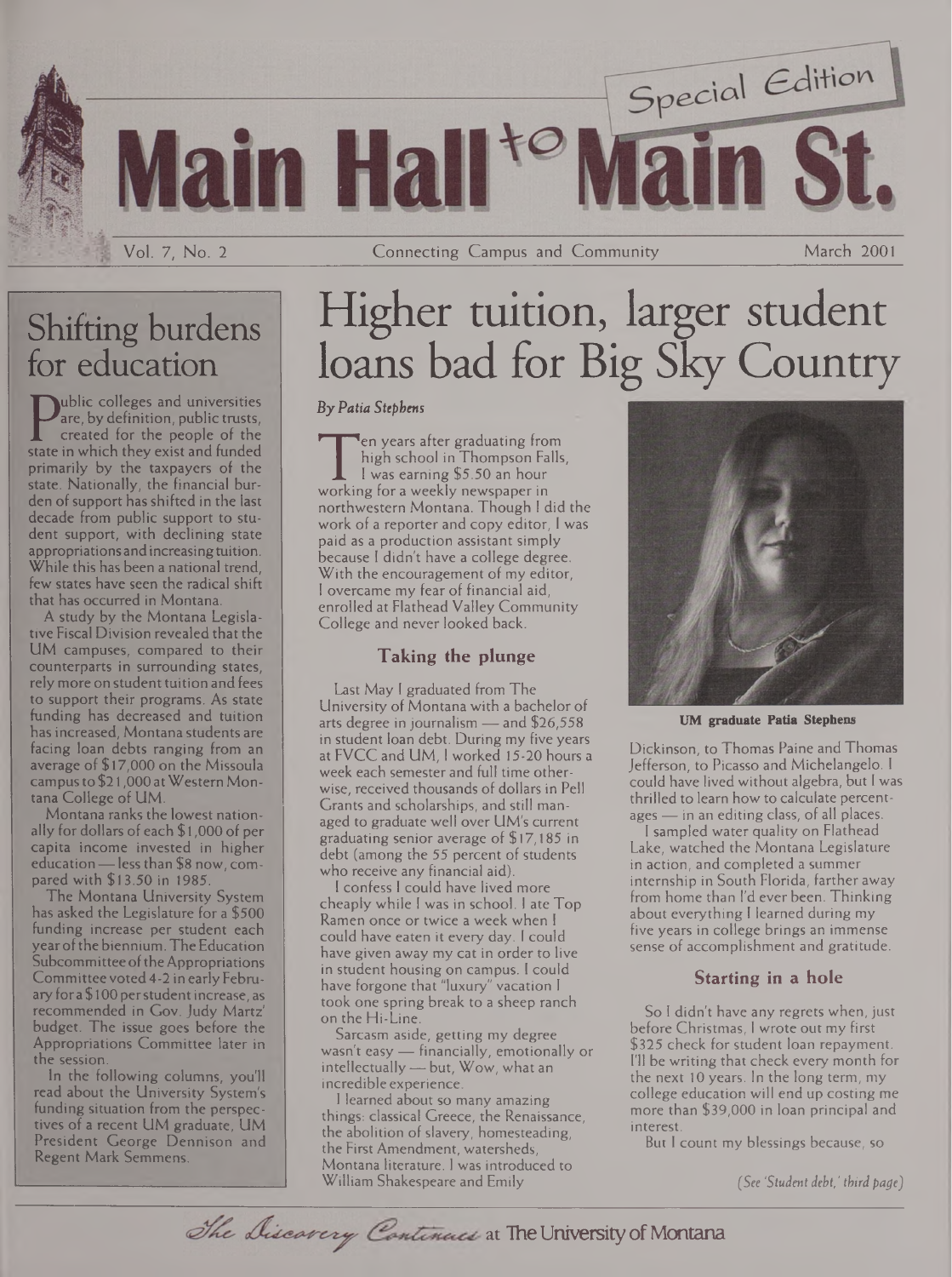# Main Hall to Main St.

Special Edition

Vol. 7, No. 2 — Connecting Campus and Community — March 2001

## Shifting burdens for education

Public colleges and universities are, by definition, public trusts, created for the people of the state in which they exist and funded primarily by the taxpayers of the state. Nationally, the financial burden of support has shifted in the last decade from public support to student support, with declining state appropriations and increasing tuition. While this has been a national trend, few states have seen the radical shift that has occurred in Montana.

A study by the Montana Legislative Fiscal Division revealed that the UM campuses, compared to their counterparts in surrounding states, rely more on student tuition and fees to support their programs. As state funding has decreased and tuition has increased, Montana students are facing loan debts ranging from an average of $17,000 on the Missoula campus to $21,000 at Western Montana College of UM.

Montana ranks the lowest nationally for dollars of each $1,000 of per capita income invested in higher education — less than $8 now, compared with $13.50 in 1985.

The Montana University System has asked the Legislature for a $500 funding increase per student each year of the biennium. The Education Subcommittee of the Appropriations Committee voted 4-2 in early February for a $100 per student increase, as recommended in Gov. Judy Martz' budget. The issue goes before the Appropriations Committee later in the session.

In the following columns, you'll read about the University System's funding situation from the perspectives of a recent UM graduate, UM President George Dennison and Regent Mark Semmens.

# Higher tuition, larger student loans bad for Big Sky Country

*By Patia Stephens*

Ten years after graduating from high school in Thompson Falls, I was earning $5.50 an hour working for a weekly newspaper in northwestern Montana. Though I did the work of a reporter and copy editor, I was paid as a production assistant simply because I didn't have a college degree. With the encouragement of my editor, I overcame my fear of financial aid, enrolled at Flathead Valley Community College and never looked back.

### Taking the plunge

Last May I graduated from The University of Montana with a bachelor of arts degree in journalism — and $26,558 in student loan debt. During my five years at FVCC and UM, I worked 15-20 hours a week each semester and full time otherwise, received thousands of dollars in Pell Grants and scholarships, and still managed to graduate well over UM's current graduating senior average of $17,185 in debt (among the 55 percent of students who receive any financial aid).

I confess I could have lived more cheaply while I was in school. I ate Top Ramen once or twice a week when I could have eaten it every day. I could have given away my cat in order to live in student housing on campus. I could have forgone that "luxury" vacation I took one spring break to a sheep ranch on the Hi-Line.

Sarcasm aside, getting my degree wasn't easy — financially, emotionally or intellectually — but, Wow, what an incredible experience.

I learned about so many amazing things: classical Greece, the Renaissance, the abolition of slavery, homesteading, the First Amendment, watersheds, Montana literature. I was introduced to William Shakespeare and Emily Dickinson, to Thomas Paine and Thomas Jefferson, to Picasso and Michelangelo. I could have lived without algebra, but I was thrilled to learn how to calculate percentages — in an editing class, of all places.

**UM graduate Patia Stephens**

I sampled water quality on Flathead Lake, watched the Montana Legislature in action, and completed a summer internship in South Florida, farther away from home than I'd ever been. Thinking about everything I learned during my five years in college brings an immense sense of accomplishment and gratitude.

### Starting in a hole

So I didn't have any regrets when, just before Christmas, I wrote out my first $325 check for student loan repayment. I'll be writing that check every month for the next 10 years. In the long term, my college education will end up costing me more than $39,000 in loan principal and interest.

But I count my blessings because, so

*(See 'Student debt,' third page)*

*The Discovery Continues* at The University of Montana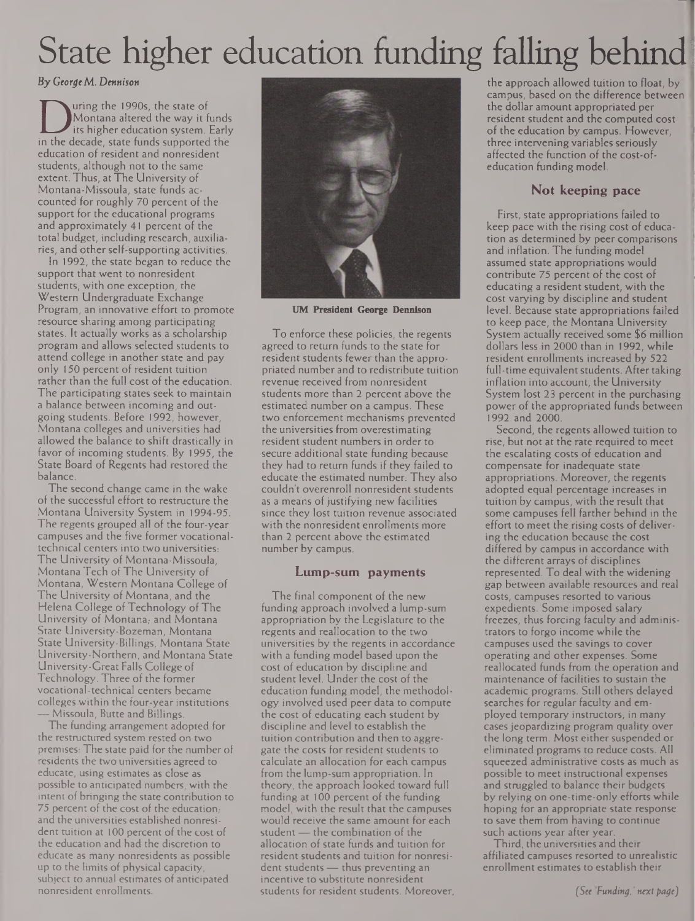# State higher education funding falling behind

*By George M. Dennison*

During the 1990s, the state of Montana altered the way it funds its higher education system. Early in the decade, state funds supported the education of resident and nonresident students, although not to the same extent. Thus, at The University of Montana-Missoula, state funds accounted for roughly 70 percent of the support for the educational programs and approximately 41 percent of the total budget, including research, auxiliaries, and other self-supporting activities.

In 1992, the state began to reduce the support that went to nonresident students, with one exception, the Western Undergraduate Exchange Program, an innovative effort to promote resource sharing among participating states. It actually works as a scholarship program and allows selected students to attend college in another state and pay only 150 percent of resident tuition rather than the full cost of the education. The participating states seek to maintain a balance between incoming and outgoing students. Before 1992, however, Montana colleges and universities had allowed the balance to shift drastically in favor of incoming students. By 1995, the State Board of Regents had restored the balance.

The second change came in the wake of the successful effort to restructure the Montana University System in 1994-95. The regents grouped all of the four-year campuses and the five former vocational-technical centers into two universities: The University of Montana-Missoula, Montana Tech of The University of Montana, Western Montana College of The University of Montana, and the Helena College of Technology of The University of Montana; and Montana State University-Bozeman, Montana State University-Billings, Montana State University-Northern, and Montana State University-Great Falls College of Technology. Three of the former vocational-technical centers became colleges within the four-year institutions — Missoula, Butte and Billings.

The funding arrangement adopted for the restructured system rested on two premises: The state paid for the number of residents the two universities agreed to educate, using estimates as close as possible to anticipated numbers, with the intent of bringing the state contribution to 75 percent of the cost of the education; and the universities established nonresident tuition at 100 percent of the cost of the education and had the discretion to educate as many nonresidents as possible up to the limits of physical capacity, subject to annual estimates of anticipated nonresident enrollments.

**UM President George Dennison**

To enforce these policies, the regents agreed to return funds to the state for resident students fewer than the appropriated number and to redistribute tuition revenue received from nonresident students more than 2 percent above the estimated number on a campus. These two enforcement mechanisms prevented the universities from overestimating resident student numbers in order to secure additional state funding because they had to return funds if they failed to educate the estimated number. They also couldn't overenroll nonresident students as a means of justifying new facilities since they lost tuition revenue associated with the nonresident enrollments more than 2 percent above the estimated number by campus.

## Lump-sum payments

The final component of the new funding approach involved a lump-sum appropriation by the Legislature to the regents and reallocation to the two universities by the regents in accordance with a funding model based upon the cost of education by discipline and student level. Under the cost of the education funding model, the methodology involved used peer data to compute the cost of educating each student by discipline and level to establish the tuition contribution and then to aggregate the costs for resident students to calculate an allocation for each campus from the lump-sum appropriation. In theory, the approach looked toward full funding at 100 percent of the funding model, with the result that the campuses would receive the same amount for each student — the combination of the allocation of state funds and tuition for resident students and tuition for nonresident students — thus preventing an incentive to substitute nonresident students for resident students. Moreover, the approach allowed tuition to float, by campus, based on the difference between the dollar amount appropriated per resident student and the computed cost of the education by campus. However, three intervening variables seriously affected the function of the cost-of-education funding model.

## Not keeping pace

First, state appropriations failed to keep pace with the rising cost of education as determined by peer comparisons and inflation. The funding model assumed state appropriations would contribute 75 percent of the cost of educating a resident student, with the cost varying by discipline and student level. Because state appropriations failed to keep pace, the Montana University System actually received some $6 million dollars less in 2000 than in 1992, while resident enrollments increased by 522 full-time equivalent students. After taking inflation into account, the University System lost 23 percent in the purchasing power of the appropriated funds between 1992 and 2000.

Second, the regents allowed tuition to rise, but not at the rate required to meet the escalating costs of education and compensate for inadequate state appropriations. Moreover, the regents adopted equal percentage increases in tuition by campus, with the result that some campuses fell farther behind in the effort to meet the rising costs of delivering the education because the cost differed by campus in accordance with the different arrays of disciplines represented. To deal with the widening gap between available resources and real costs, campuses resorted to various expedients. Some imposed salary freezes, thus forcing faculty and administrators to forgo income while the campuses used the savings to cover operating and other expenses. Some reallocated funds from the operation and maintenance of facilities to sustain the academic programs. Still others delayed searches for regular faculty and employed temporary instructors, in many cases jeopardizing program quality over the long term. Most either suspended or eliminated programs to reduce costs. All squeezed administrative costs as much as possible to meet instructional expenses and struggled to balance their budgets by relying on one-time-only efforts while hoping for an appropriate state response to save them from having to continue such actions year after year.

Third, the universities and their affiliated campuses resorted to unrealistic enrollment estimates to establish their

*(See 'Funding,' next page)*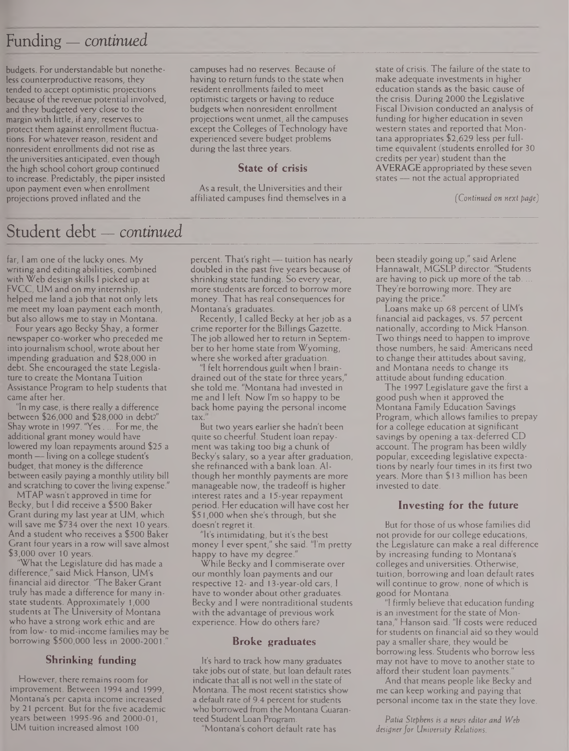## Funding — *continued*

budgets. For understandable but nonetheless counterproductive reasons, they tended to accept optimistic projections because of the revenue potential involved, and they budgeted very close to the margin with little, if any, reserves to protect them against enrollment fluctuations. For whatever reason, resident and nonresident enrollments did not rise as the universities anticipated, even though the high school cohort group continued to increase. Predictably, the piper insisted upon payment even when enrollment projections proved inflated and the campuses had no reserves. Because of having to return funds to the state when resident enrollments failed to meet optimistic targets or having to reduce budgets when nonresident enrollment projections went unmet, all the campuses except the Colleges of Technology have experienced severe budget problems during the last three years.

### State of crisis

As a result, the Universities and their affiliated campuses find themselves in a state of crisis. The failure of the state to make adequate investments in higher education stands as the basic cause of the crisis. During 2000 the Legislative Fiscal Division conducted an analysis of funding for higher education in seven western states and reported that Montana appropriates $2,629 less per full-time equivalent (students enrolled for 30 credits per year) student than the AVERAGE appropriated by these seven states — not the actual appropriated

*(Continued on next page)*

## Student debt — *continued*

far, I am one of the lucky ones. My writing and editing abilities, combined with Web design skills I picked up at FVCC, UM and on my internship, helped me land a job that not only lets me meet my loan payment each month, but also allows me to stay in Montana.

Four years ago Becky Shay, a former newspaper co-worker who preceded me into journalism school, wrote about her impending graduation and $28,000 in debt. She encouraged the state Legislature to create the Montana Tuition Assistance Program to help students that came after her.

"In my case, is there really a difference between $26,000 and $28,000 in debt?" Shay wrote in 1997. "Yes. ... For me, the additional grant money would have lowered my loan repayments around $25 a month — living on a college student's budget, that money is the difference between easily paying a monthly utility bill and scratching to cover the living expense."

MTAP wasn't approved in time for Becky, but I did receive a $500 Baker Grant during my last year at UM, which will save me $734 over the next 10 years. And a student who receives a $500 Baker Grant four years in a row will save almost $3,000 over 10 years.

"What the Legislature did has made a difference," said Mick Hanson, UM's financial aid director. "The Baker Grant truly has made a difference for many in-state students. Approximately 1,000 students at The University of Montana who have a strong work ethic and are from low- to mid-income families may be borrowing $500,000 less in 2000-2001."

### Shrinking funding

However, there remains room for improvement. Between 1994 and 1999, Montana's per capita income increased by 21 percent. But for the five academic years between 1995-96 and 2000-01, UM tuition increased almost 100 percent. That's right — tuition has nearly doubled in the past five years because of shrinking state funding. So every year, more students are forced to borrow more money. That has real consequences for Montana's graduates.

Recently, I called Becky at her job as a crime reporter for the Billings Gazette. The job allowed her to return in September to her home state from Wyoming, where she worked after graduation.

"I felt horrendous guilt when I brain-drained out of the state for three years," she told me. "Montana had invested in me and I left. Now I'm so happy to be back home paying the personal income tax."

But two years earlier she hadn't been quite so cheerful. Student loan repayment was taking too big a chunk of Becky's salary, so a year after graduation, she refinanced with a bank loan. Although her monthly payments are more manageable now, the tradeoff is higher interest rates and a 15-year repayment period. Her education will have cost her $51,000 when she's through, but she doesn't regret it.

"It's intimidating, but it's the best money I ever spent," she said. "I'm pretty happy to have my degree."

While Becky and I commiserate over our monthly loan payments and our respective 12- and 13-year-old cars, I have to wonder about other graduates. Becky and I were nontraditional students with the advantage of previous work experience. How do others fare?

### Broke graduates

It's hard to track how many graduates take jobs out of state, but loan default rates indicate that all is not well in the state of Montana. The most recent statistics show a default rate of 9.4 percent for students who borrowed from the Montana Guaranteed Student Loan Program.

"Montana's cohort default rate has been steadily going up," said Arlene Hannawalt, MGSLP director. "Students are having to pick up more of the tab. ... They're borrowing more. They are paying the price."

Loans make up 68 percent of UM's financial aid packages, vs. 57 percent nationally, according to Mick Hanson. Two things need to happen to improve those numbers, he said: Americans need to change their attitudes about saving, and Montana needs to change its attitude about funding education.

The 1997 Legislature gave the first a good push when it approved the Montana Family Education Savings Program, which allows families to prepay for a college education at significant savings by opening a tax-deferred CD account. The program has been wildly popular, exceeding legislative expectations by nearly four times in its first two years. More than $13 million has been invested to date.

### Investing for the future

But for those of us whose families did not provide for our college educations, the Legislature can make a real difference by increasing funding to Montana's colleges and universities. Otherwise, tuition, borrowing and loan default rates will continue to grow, none of which is good for Montana.

"I firmly believe that education funding is an investment for the state of Montana," Hanson said. "If costs were reduced for students on financial aid so they would pay a smaller share, they would be borrowing less. Students who borrow less may not have to move to another state to afford their student loan payments."

And that means people like Becky and me can keep working and paying that personal income tax in the state they love.

*Patia Stephens is a news editor and Web designer for University Relations.*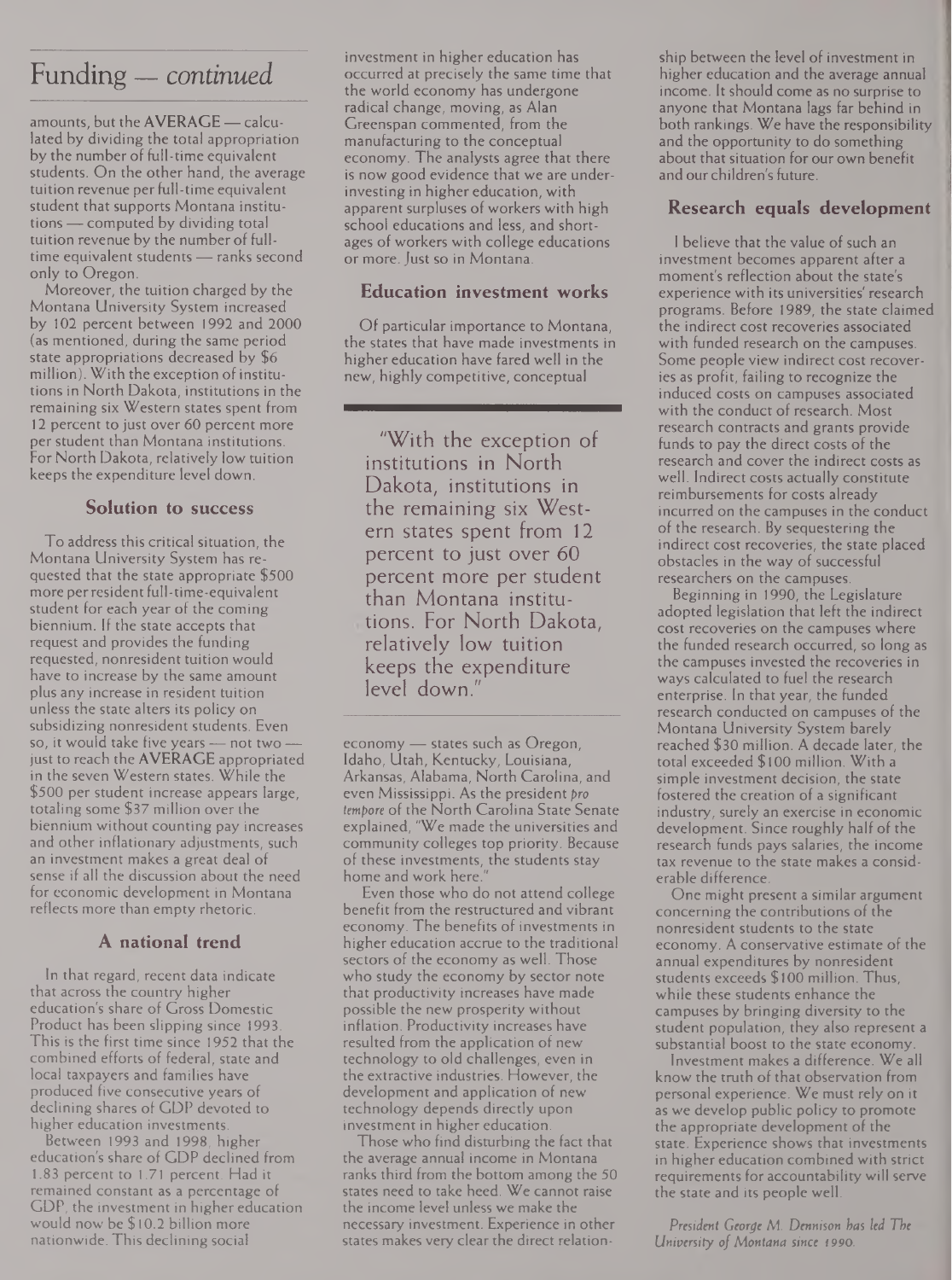## Funding — *continued*

amounts, but the **AVERAGE** — calculated by dividing the total appropriation by the number of full-time equivalent students. On the other hand, the average tuition revenue per full-time equivalent student that supports Montana institutions — computed by dividing total tuition revenue by the number of full-time equivalent students — ranks second only to Oregon.

Moreover, the tuition charged by the Montana University System increased by 102 percent between 1992 and 2000 (as mentioned, during the same period state appropriations decreased by $6 million). With the exception of institutions in North Dakota, institutions in the remaining six Western states spent from 12 percent to just over 60 percent more per student than Montana institutions. For North Dakota, relatively low tuition keeps the expenditure level down.

### Solution to success

To address this critical situation, the Montana University System has requested that the state appropriate $500 more per resident full-time-equivalent student for each year of the coming biennium. If the state accepts that request and provides the funding requested, nonresident tuition would have to increase by the same amount plus any increase in resident tuition unless the state alters its policy on subsidizing nonresident students. Even so, it would take five years — not two — just to reach the **AVERAGE** appropriated in the seven Western states. While the $500 per student increase appears large, totaling some $37 million over the biennium without counting pay increases and other inflationary adjustments, such an investment makes a great deal of sense if all the discussion about the need for economic development in Montana reflects more than empty rhetoric.

### A national trend

In that regard, recent data indicate that across the country higher education's share of Gross Domestic Product has been slipping since 1993. This is the first time since 1952 that the combined efforts of federal, state and local taxpayers and families have produced five consecutive years of declining shares of GDP devoted to higher education investments.

Between 1993 and 1998, higher education's share of GDP declined from 1.83 percent to 1.71 percent. Had it remained constant as a percentage of GDP, the investment in higher education would now be $10.2 billion more nationwide. This declining social investment in higher education has occurred at precisely the same time that the world economy has undergone radical change, moving, as Alan Greenspan commented, from the manufacturing to the conceptual economy. The analysts agree that there is now good evidence that we are under-investing in higher education, with apparent surpluses of workers with high school educations and less, and shortages of workers with college educations or more. Just so in Montana.

### Education investment works

Of particular importance to Montana, the states that have made investments in higher education have fared well in the new, highly competitive, conceptual economy — states such as Oregon, Idaho, Utah, Kentucky, Louisiana, Arkansas, Alabama, North Carolina, and even Mississippi. As the president *pro tempore* of the North Carolina State Senate explained, "We made the universities and community colleges top priority. Because of these investments, the students stay home and work here."

> "With the exception of institutions in North Dakota, institutions in the remaining six Western states spent from 12 percent to just over 60 percent more per student than Montana institutions. For North Dakota, relatively low tuition keeps the expenditure level down."

Even those who do not attend college benefit from the restructured and vibrant economy. The benefits of investments in higher education accrue to the traditional sectors of the economy as well. Those who study the economy by sector note that productivity increases have made possible the new prosperity without inflation. Productivity increases have resulted from the application of new technology to old challenges, even in the extractive industries. However, the development and application of new technology depends directly upon investment in higher education.

Those who find disturbing the fact that the average annual income in Montana ranks third from the bottom among the 50 states need to take heed. We cannot raise the income level unless we make the necessary investment. Experience in other states makes very clear the direct relationship between the level of investment in higher education and the average annual income. It should come as no surprise to anyone that Montana lags far behind in both rankings. We have the responsibility and the opportunity to do something about that situation for our own benefit and our children's future.

### Research equals development

I believe that the value of such an investment becomes apparent after a moment's reflection about the state's experience with its universities' research programs. Before 1989, the state claimed the indirect cost recoveries associated with funded research on the campuses. Some people view indirect cost recoveries as profit, failing to recognize the induced costs on campuses associated with the conduct of research. Most research contracts and grants provide funds to pay the direct costs of the research and cover the indirect costs as well. Indirect costs actually constitute reimbursements for costs already incurred on the campuses in the conduct of the research. By sequestering the indirect cost recoveries, the state placed obstacles in the way of successful researchers on the campuses.

Beginning in 1990, the Legislature adopted legislation that left the indirect cost recoveries on the campuses where the funded research occurred, so long as the campuses invested the recoveries in ways calculated to fuel the research enterprise. In that year, the funded research conducted on campuses of the Montana University System barely reached $30 million. A decade later, the total exceeded $100 million. With a simple investment decision, the state fostered the creation of a significant industry, surely an exercise in economic development. Since roughly half of the research funds pays salaries, the income tax revenue to the state makes a considerable difference.

One might present a similar argument concerning the contributions of the nonresident students to the state economy. A conservative estimate of the annual expenditures by nonresident students exceeds $100 million. Thus, while these students enhance the campuses by bringing diversity to the student population, they also represent a substantial boost to the state economy.

Investment makes a difference. We all know the truth of that observation from personal experience. We must rely on it as we develop public policy to promote the appropriate development of the state. Experience shows that investments in higher education combined with strict requirements for accountability will serve the state and its people well.

*President George M. Dennison has led The University of Montana since 1990.*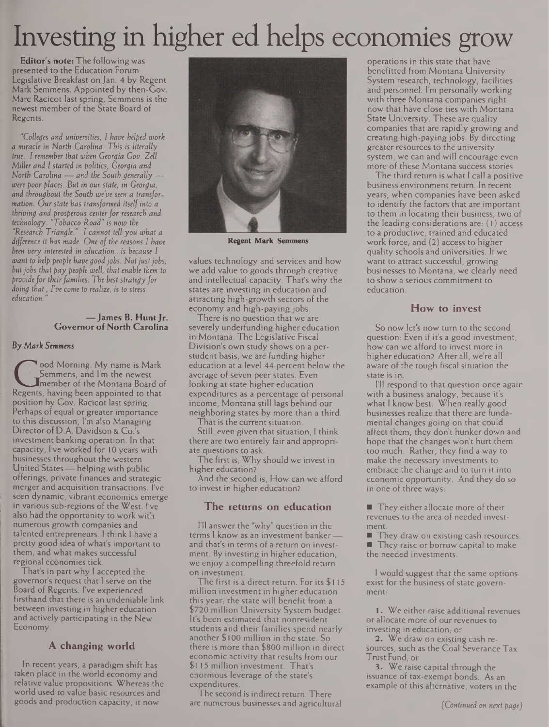# Investing in higher ed helps economies grow

**Editor's note:** The following was presented to the Education Forum Legislative Breakfast on Jan. 4 by Regent Mark Semmens. Appointed by then-Gov. Marc Racicot last spring, Semmens is the newest member of the State Board of Regents.

*"Colleges and universities, I have helped work a miracle in North Carolina. This is literally true. I remember that when Georgia Gov. Zell Miller and I started in politics, Georgia and North Carolina — and the South generally — were poor places. But in our state, in Georgia, and throughout the South we've seen a transformation. Our state has transformed itself into a thriving and prosperous center for research and technology. "Tobacco Road" is now the "Research Triangle." I cannot tell you what a difference it has made. One of the reasons I have been very interested in education...is because I want to help people have good jobs. Not just jobs, but jobs that pay people well, that enable them to provide for their families. The best strategy for doing that, I've come to realize, is to stress education."*

**— James B. Hunt Jr.**
**Governor of North Carolina**

*By Mark Semmens*

Good Morning. My name is Mark Semmens, and I'm the newest member of the Montana Board of Regents, having been appointed to that position by Gov. Racicot last spring. Perhaps of equal or greater importance to this discussion, I'm also Managing Director of D.A. Davidson & Co.'s investment banking operation. In that capacity, I've worked for 10 years with businesses throughout the western United States — helping with public offerings, private finances and strategic merger and acquisition transactions. I've seen dynamic, vibrant economics emerge in various sub-regions of the West. I've also had the opportunity to work with numerous growth companies and talented entrepreneurs. I think I have a pretty good idea of what's important to them, and what makes successful regional economies tick.

That's in part why I accepted the governor's request that I serve on the Board of Regents. I've experienced firsthand that there is an undeniable link between investing in higher education and actively participating in the New Economy.

## A changing world

In recent years, a paradigm shift has taken place in the world economy and relative value propositions. Whereas the world used to value basic resources and goods and production capacity, it now values technology and services and how we add value to goods through creative and intellectual capacity. That's why the states are investing in education and attracting high-growth sectors of the economy and high-paying jobs.

Regent Mark Semmens

There is no question that we are severely underfunding higher education in Montana. The Legislative Fiscal Division's own study shows on a per-student basis, we are funding higher education at a level 44 percent below the average of seven peer states. Even looking at state higher education expenditures as a percentage of personal income, Montana still lags behind our neighboring states by more than a third.

That is the current situation.

Still, even given that situation, I think there are two entirely fair and appropriate questions to ask.

The first is, Why should we invest in higher education?

And the second is, How can we afford to invest in higher education?

## The returns on education

I'll answer the "why" question in the terms I know as an investment banker — and that's in terms of a return on investment. By investing in higher education, we enjoy a compelling threefold return on investment.

The first is a direct return. For its $115 million investment in higher education this year, the state will benefit from a $720 million University System budget. It's been estimated that nonresident students and their families spend nearly another $100 million in the state. So there is more than $800 million in direct economic activity that results from our $115 million investment. That's enormous leverage of the state's expenditures.

The second is indirect return. There are numerous businesses and agricultural operations in this state that have benefitted from Montana University System research, technology, facilities and personnel. I'm personally working with three Montana companies right now that have close ties with Montana State University. These are quality companies that are rapidly growing and creating high-paying jobs. By directing greater resources to the university system, we can and will encourage even more of these Montana success stories.

The third return is what I call a positive business environment return. In recent years, when companies have been asked to identify the factors that are important to them in locating their business, two of the leading considerations are: (1) access to a productive, trained and educated work force; and (2) access to higher quality schools and universities. If we want to attract successful, growing businesses to Montana, we clearly need to show a serious commitment to education.

## How to invest

So now let's now turn to the second question: Even if it's a good investment, how can we afford to invest more in higher education? After all, we're all aware of the tough fiscal situation the state is in.

I'll respond to that question once again with a business analogy, because it's what I know best. When really good businesses realize that there are fundamental changes going on that could affect them, they don't hunker down and hope that the changes won't hurt them too much. Rather, they find a way to make the necessary investments to embrace the change and to turn it into economic opportunity. And they do so in one of three ways:

- They either allocate more of their revenues to the area of needed investment.
- They draw on existing cash resources.
- They raise or borrow capital to make the needed investments.

I would suggest that the same options exist for the business of state government:

**1.** We either raise additional revenues or allocate more of our revenues to investing in education; or

**2.** We draw on existing cash resources, such as the Coal Severance Tax Trust Fund; or

**3.** We raise capital through the issuance of tax-exempt bonds. As an example of this alternative, voters in the

*(Continued on next page)*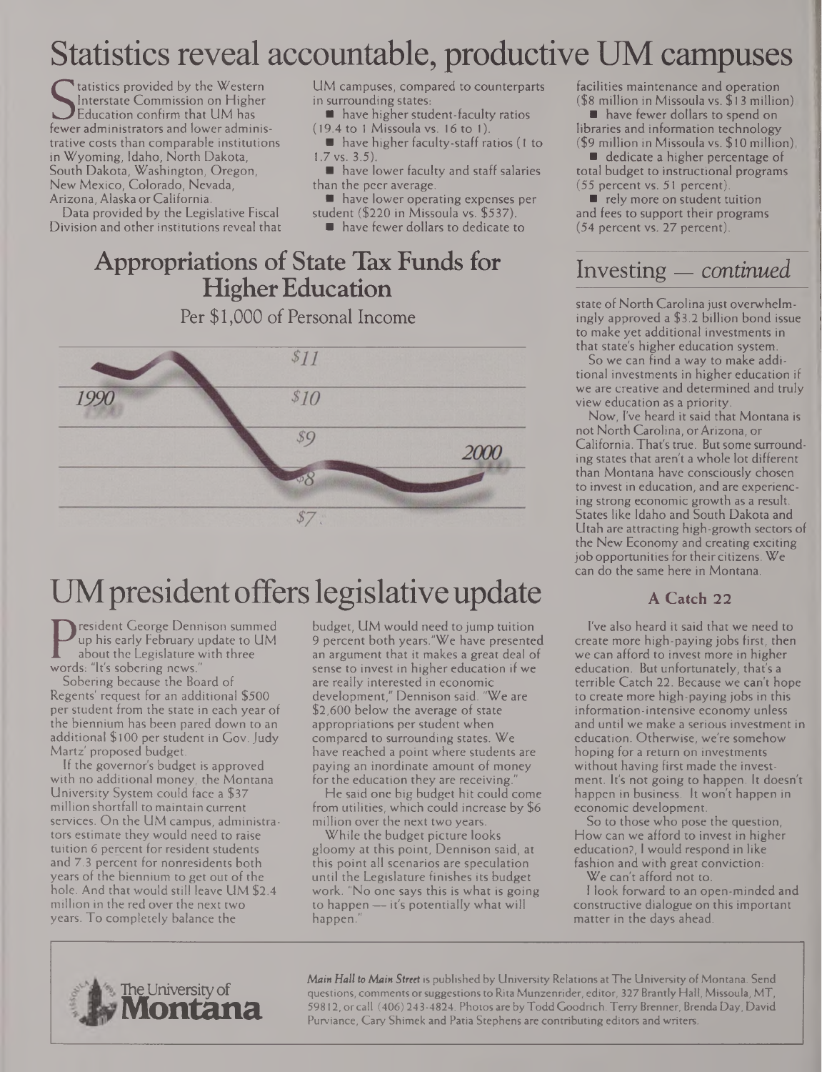# Statistics reveal accountable, productive UM campuses

Statistics provided by the Western Interstate Commission on Higher Education confirm that UM has fewer administrators and lower administrative costs than comparable institutions in Wyoming, Idaho, North Dakota, South Dakota, Washington, Oregon, New Mexico, Colorado, Nevada, Arizona, Alaska or California.

Data provided by the Legislative Fiscal Division and other institutions reveal that UM campuses, compared to counterparts in surrounding states:

- have higher student-faculty ratios (19.4 to 1 Missoula vs. 16 to 1).
- have higher faculty-staff ratios (1 to 1.7 vs. 3.5).
- have lower faculty and staff salaries than the peer average.
- have lower operating expenses per student ($220 in Missoula vs. $537).
- have fewer dollars to dedicate to facilities maintenance and operation ($8 million in Missoula vs. $13 million).
- have fewer dollars to spend on libraries and information technology ($9 million in Missoula vs. $10 million).
- dedicate a higher percentage of total budget to instructional programs (55 percent vs. 51 percent).
- rely more on student tuition and fees to support their programs (54 percent vs. 27 percent).

## Appropriations of State Tax Funds for Higher Education

Per $1,000 of Personal Income

$11

$10

$9

$8

$7

1990

2000

# UM president offers legislative update

President George Dennison summed up his early February update to UM about the Legislature with three words: "It's sobering news."

Sobering because the Board of Regents' request for an additional $500 per student from the state in each year of the biennium has been pared down to an additional $100 per student in Gov. Judy Martz' proposed budget.

If the governor's budget is approved with no additional money, the Montana University System could face a $37 million shortfall to maintain current services. On the UM campus, administrators estimate they would need to raise tuition 6 percent for resident students and 7.3 percent for nonresidents both years of the biennium to get out of the hole. And that would still leave UM $2.4 million in the red over the next two years. To completely balance the budget, UM would need to jump tuition 9 percent both years. "We have presented an argument that it makes a great deal of sense to invest in higher education if we are really interested in economic development," Dennison said. "We are $2,600 below the average of state appropriations per student when compared to surrounding states. We have reached a point where students are paying an inordinate amount of money for the education they are receiving."

He said one big budget hit could come from utilities, which could increase by $6 million over the next two years.

While the budget picture looks gloomy at this point, Dennison said, at this point all scenarios are speculation until the Legislature finishes its budget work. "No one says this is what is going to happen — it's potentially what will happen."

## Investing — *continued*

state of North Carolina just overwhelmingly approved a $3.2 billion bond issue to make yet additional investments in that state's higher education system.

So we can find a way to make additional investments in higher education if we are creative and determined and truly view education as a priority.

Now, I've heard it said that Montana is not North Carolina, or Arizona, or California. That's true. But some surrounding states that aren't a whole lot different than Montana have consciously chosen to invest in education, and are experiencing strong economic growth as a result. States like Idaho and South Dakota and Utah are attracting high-growth sectors of the New Economy and creating exciting job opportunities for their citizens. We can do the same here in Montana.

### A Catch 22

I've also heard it said that we need to create more high-paying jobs first, then we can afford to invest more in higher education. But unfortunately, that's a terrible Catch 22. Because we can't hope to create more high-paying jobs in this information-intensive economy unless and until we make a serious investment in education. Otherwise, we're somehow hoping for a return on investments without having first made the investment. It's not going to happen. It doesn't happen in business. It won't happen in economic development.

So to those who pose the question, How can we afford to invest in higher education?, I would respond in like fashion and with great conviction:

We can't afford not to.

I look forward to an open-minded and constructive dialogue on this important matter in the days ahead.

The University of Montana

*Main Hall to Main Street* is published by University Relations at The University of Montana. Send questions, comments or suggestions to Rita Munzenrider, editor, 327 Brantly Hall, Missoula, MT, 59812, or call (406) 243-4824. Photos are by Todd Goodrich. Terry Brenner, Brenda Day, David Purviance, Cary Shimek and Patia Stephens are contributing editors and writers.